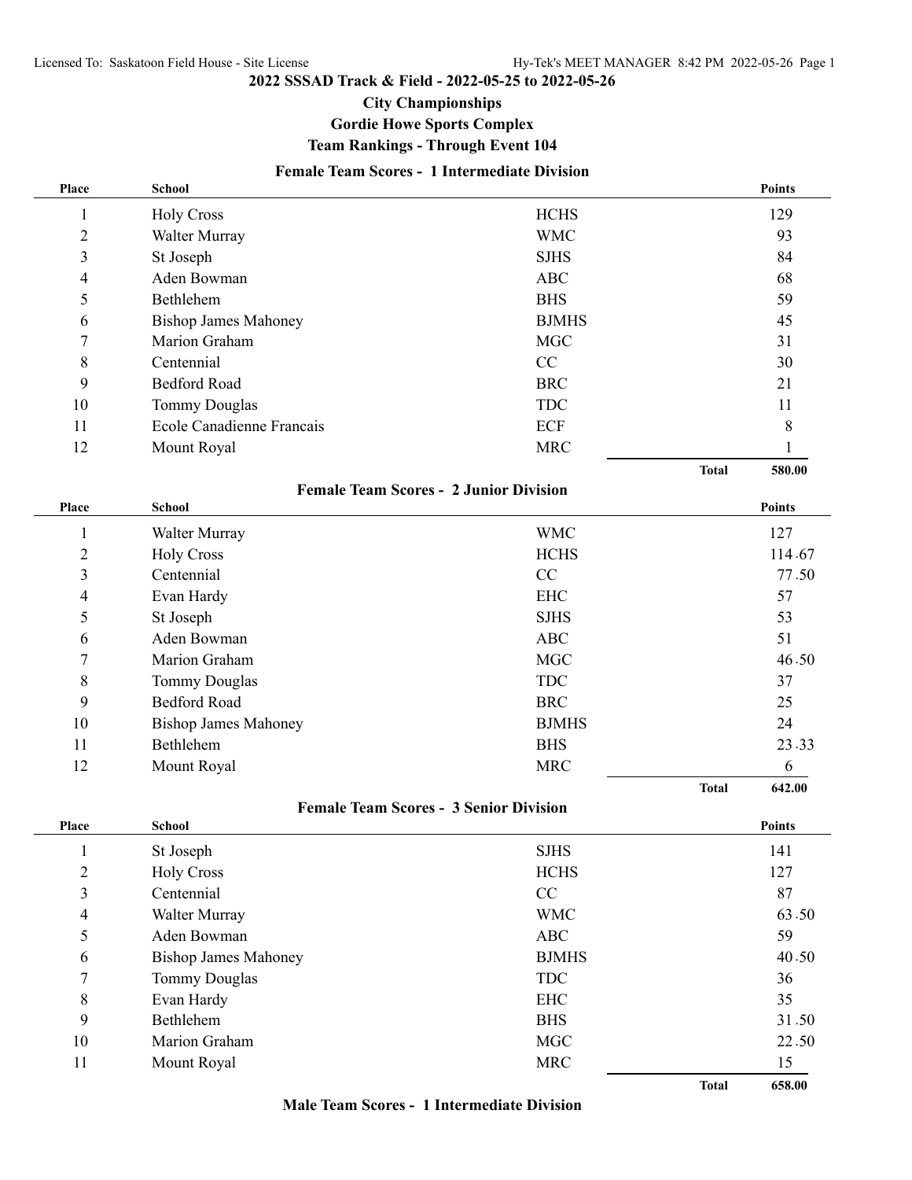# 2022 SSSAD Track & Field - 2022-05-25 to 2022-05-26

## City Championships

## Gordie Howe Sports Complex

## Team Rankings - Through Event 104

### Female Team Scores - 1 Intermediate Division

| Place | School | | Points |
|---|---|---|---|
| 1 | Holy Cross | HCHS | 129 |
| 2 | Walter Murray | WMC | 93 |
| 3 | St Joseph | SJHS | 84 |
| 4 | Aden Bowman | ABC | 68 |
| 5 | Bethlehem | BHS | 59 |
| 6 | Bishop James Mahoney | BJMHS | 45 |
| 7 | Marion Graham | MGC | 31 |
| 8 | Centennial | CC | 30 |
| 9 | Bedford Road | BRC | 21 |
| 10 | Tommy Douglas | TDC | 11 |
| 11 | Ecole Canadienne Francais | ECF | 8 |
| 12 | Mount Royal | MRC | 1 |
| | | **Total** | **580.00** |

### Female Team Scores - 2 Junior Division

| Place | School | | Points |
|---|---|---|---|
| 1 | Walter Murray | WMC | 127 |
| 2 | Holy Cross | HCHS | 114.67 |
| 3 | Centennial | CC | 77.50 |
| 4 | Evan Hardy | EHC | 57 |
| 5 | St Joseph | SJHS | 53 |
| 6 | Aden Bowman | ABC | 51 |
| 7 | Marion Graham | MGC | 46.50 |
| 8 | Tommy Douglas | TDC | 37 |
| 9 | Bedford Road | BRC | 25 |
| 10 | Bishop James Mahoney | BJMHS | 24 |
| 11 | Bethlehem | BHS | 23.33 |
| 12 | Mount Royal | MRC | 6 |
| | | **Total** | **642.00** |

### Female Team Scores - 3 Senior Division

| Place | School | | Points |
|---|---|---|---|
| 1 | St Joseph | SJHS | 141 |
| 2 | Holy Cross | HCHS | 127 |
| 3 | Centennial | CC | 87 |
| 4 | Walter Murray | WMC | 63.50 |
| 5 | Aden Bowman | ABC | 59 |
| 6 | Bishop James Mahoney | BJMHS | 40.50 |
| 7 | Tommy Douglas | TDC | 36 |
| 8 | Evan Hardy | EHC | 35 |
| 9 | Bethlehem | BHS | 31.50 |
| 10 | Marion Graham | MGC | 22.50 |
| 11 | Mount Royal | MRC | 15 |
| | | **Total** | **658.00** |

### Male Team Scores - 1 Intermediate Division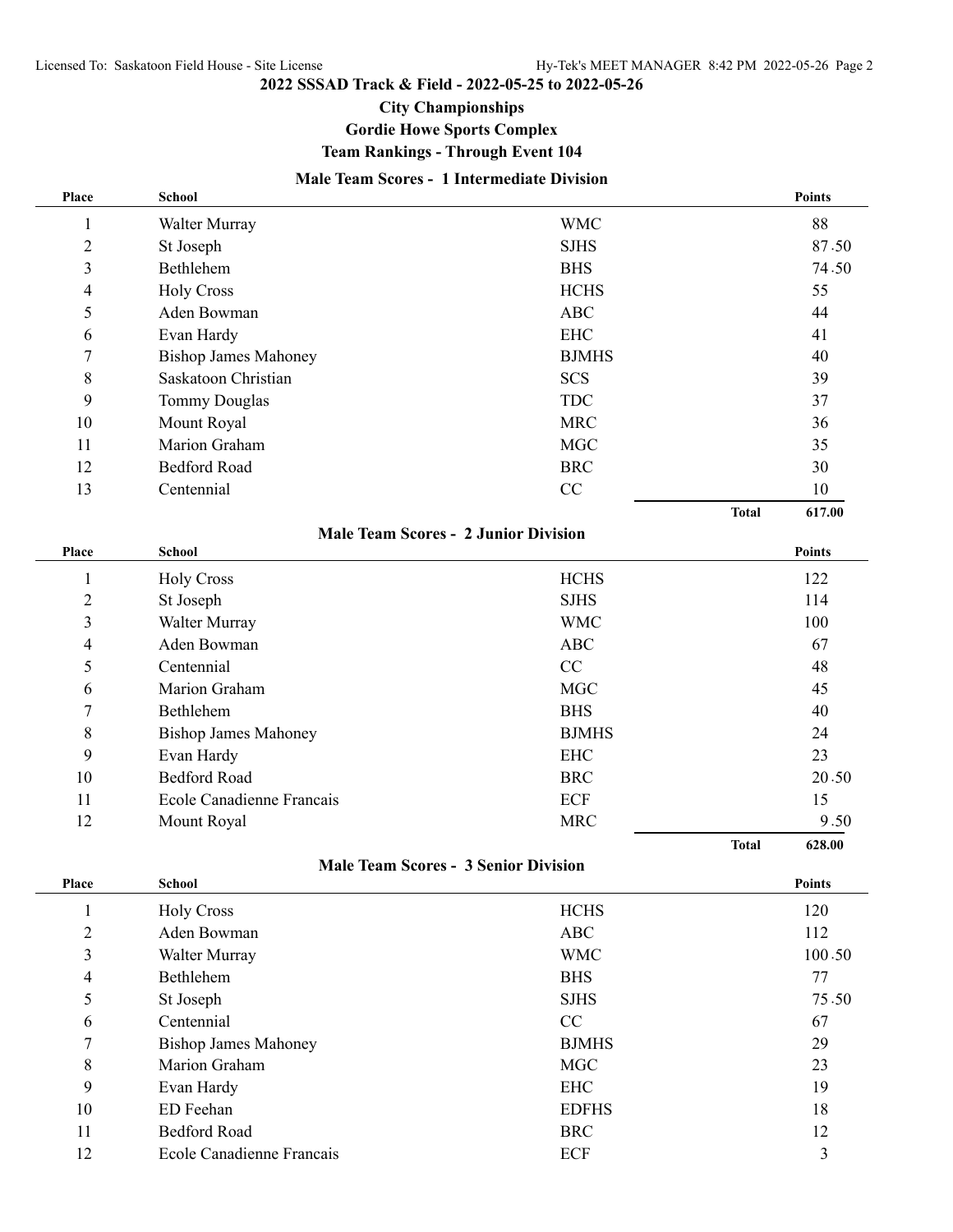# 2022 SSSAD Track & Field - 2022-05-25 to 2022-05-26

## City Championships

## Gordie Howe Sports Complex

## Team Rankings - Through Event 104

### Male Team Scores - 1 Intermediate Division

| Place | School | | Points |
|---|---|---|---|
| 1 | Walter Murray | WMC | 88 |
| 2 | St Joseph | SJHS | 87.50 |
| 3 | Bethlehem | BHS | 74.50 |
| 4 | Holy Cross | HCHS | 55 |
| 5 | Aden Bowman | ABC | 44 |
| 6 | Evan Hardy | EHC | 41 |
| 7 | Bishop James Mahoney | BJMHS | 40 |
| 8 | Saskatoon Christian | SCS | 39 |
| 9 | Tommy Douglas | TDC | 37 |
| 10 | Mount Royal | MRC | 36 |
| 11 | Marion Graham | MGC | 35 |
| 12 | Bedford Road | BRC | 30 |
| 13 | Centennial | CC | 10 |
| | | **Total** | **617.00** |

### Male Team Scores - 2 Junior Division

| Place | School | | Points |
|---|---|---|---|
| 1 | Holy Cross | HCHS | 122 |
| 2 | St Joseph | SJHS | 114 |
| 3 | Walter Murray | WMC | 100 |
| 4 | Aden Bowman | ABC | 67 |
| 5 | Centennial | CC | 48 |
| 6 | Marion Graham | MGC | 45 |
| 7 | Bethlehem | BHS | 40 |
| 8 | Bishop James Mahoney | BJMHS | 24 |
| 9 | Evan Hardy | EHC | 23 |
| 10 | Bedford Road | BRC | 20.50 |
| 11 | Ecole Canadienne Francais | ECF | 15 |
| 12 | Mount Royal | MRC | 9.50 |
| | | **Total** | **628.00** |

### Male Team Scores - 3 Senior Division

| Place | School | | Points |
|---|---|---|---|
| 1 | Holy Cross | HCHS | 120 |
| 2 | Aden Bowman | ABC | 112 |
| 3 | Walter Murray | WMC | 100.50 |
| 4 | Bethlehem | BHS | 77 |
| 5 | St Joseph | SJHS | 75.50 |
| 6 | Centennial | CC | 67 |
| 7 | Bishop James Mahoney | BJMHS | 29 |
| 8 | Marion Graham | MGC | 23 |
| 9 | Evan Hardy | EHC | 19 |
| 10 | ED Feehan | EDFHS | 18 |
| 11 | Bedford Road | BRC | 12 |
| 12 | Ecole Canadienne Francais | ECF | 3 |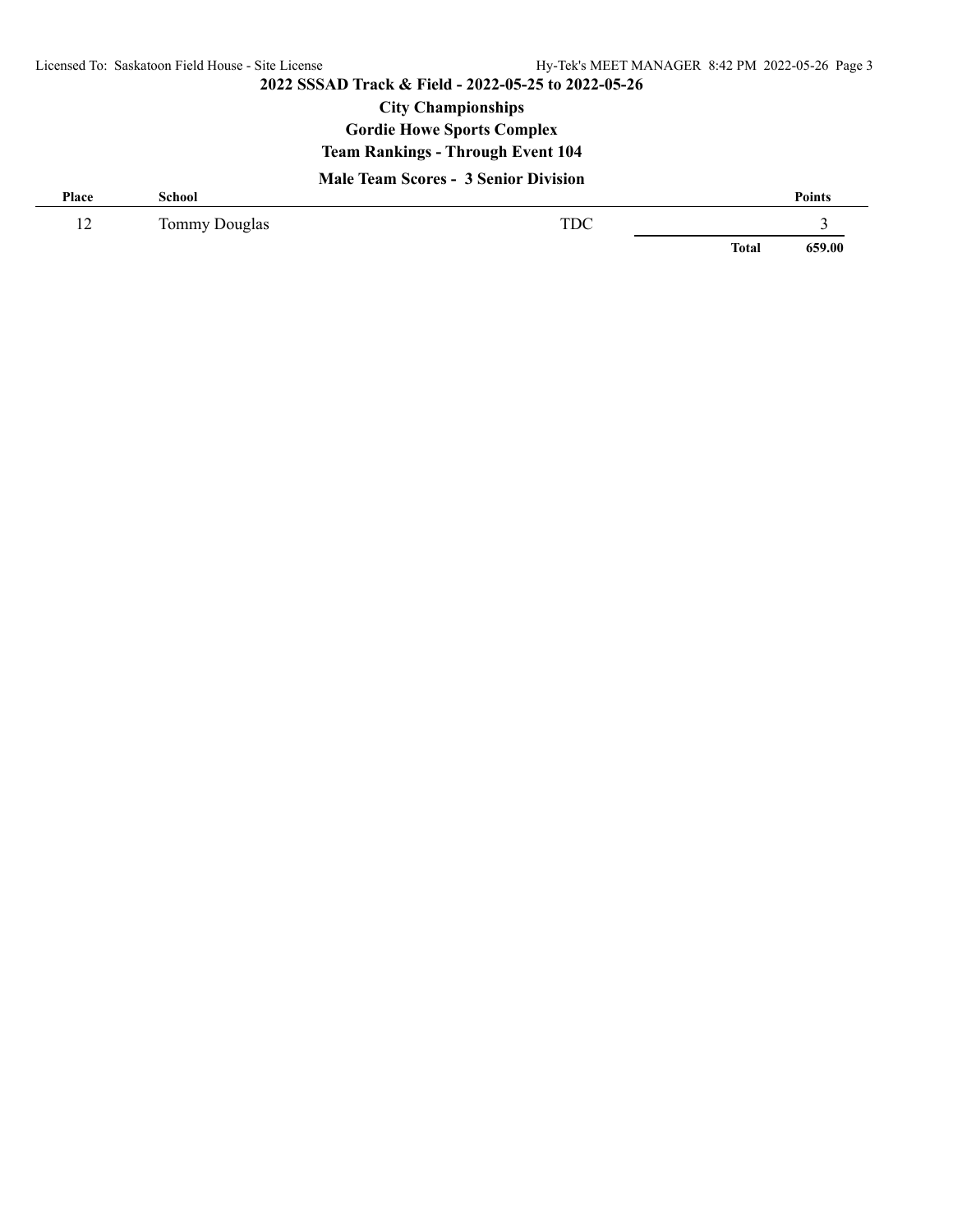## 2022 SSSAD Track & Field - 2022-05-25 to 2022-05-26

### City Championships

### Gordie Howe Sports Complex

### Team Rankings - Through Event 104

#### Male Team Scores - 3 Senior Division

| Place | School | | Points |
| --- | --- | --- | --- |
| 12 | Tommy Douglas | TDC | 3 |
| | | **Total** | **659.00** |